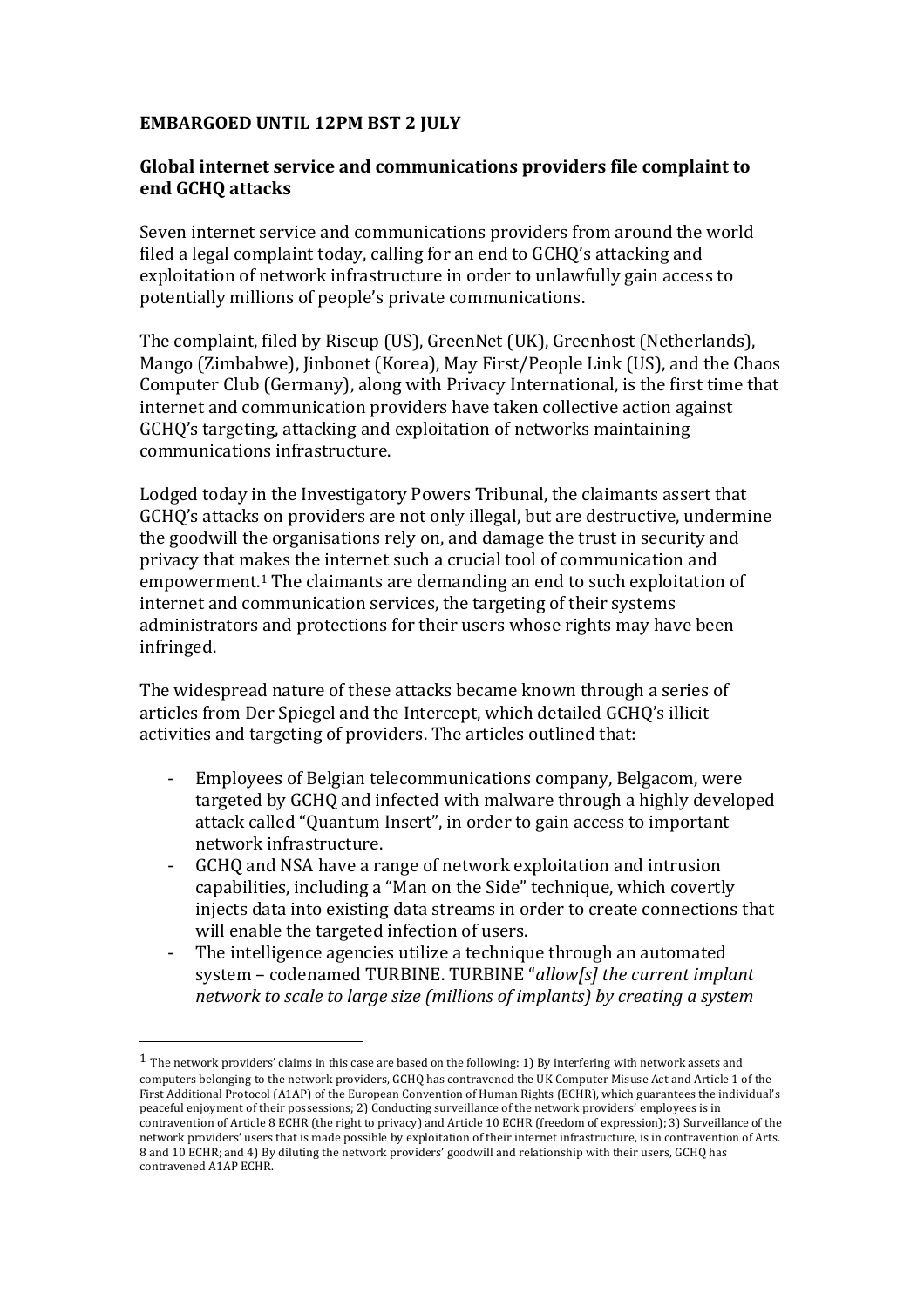**EMBARGOED UNTIL 12PM BST 2 JULY**

**Global internet service and communications providers file complaint to end GCHQ attacks**

Seven internet service and communications providers from around the world filed a legal complaint today, calling for an end to GCHQ's attacking and exploitation of network infrastructure in order to unlawfully gain access to potentially millions of people's private communications.

The complaint, filed by Riseup (US), GreenNet (UK), Greenhost (Netherlands), Mango (Zimbabwe), Jinbonet (Korea), May First/People Link (US), and the Chaos Computer Club (Germany), along with Privacy International, is the first time that internet and communication providers have taken collective action against GCHQ's targeting, attacking and exploitation of networks maintaining communications infrastructure.

Lodged today in the Investigatory Powers Tribunal, the claimants assert that GCHQ's attacks on providers are not only illegal, but are destructive, undermine the goodwill the organisations rely on, and damage the trust in security and privacy that makes the internet such a crucial tool of communication and empowerment.[1] The claimants are demanding an end to such exploitation of internet and communication services, the targeting of their systems administrators and protections for their users whose rights may have been infringed.

The widespread nature of these attacks became known through a series of articles from Der Spiegel and the Intercept, which detailed GCHQ's illicit activities and targeting of providers. The articles outlined that:

- Employees of Belgian telecommunications company, Belgacom, were targeted by GCHQ and infected with malware through a highly developed attack called "Quantum Insert", in order to gain access to important network infrastructure.
- GCHQ and NSA have a range of network exploitation and intrusion capabilities, including a "Man on the Side" technique, which covertly injects data into existing data streams in order to create connections that will enable the targeted infection of users.
- The intelligence agencies utilize a technique through an automated system – codenamed TURBINE. TURBINE "*allow[s] the current implant network to scale to large size (millions of implants) by creating a system*

[1] The network providers' claims in this case are based on the following: 1) By interfering with network assets and computers belonging to the network providers, GCHQ has contravened the UK Computer Misuse Act and Article 1 of the First Additional Protocol (A1AP) of the European Convention of Human Rights (ECHR), which guarantees the individual's peaceful enjoyment of their possessions; 2) Conducting surveillance of the network providers' employees is in contravention of Article 8 ECHR (the right to privacy) and Article 10 ECHR (freedom of expression); 3) Surveillance of the network providers' users that is made possible by exploitation of their internet infrastructure, is in contravention of Arts. 8 and 10 ECHR; and 4) By diluting the network providers' goodwill and relationship with their users, GCHQ has contravened A1AP ECHR.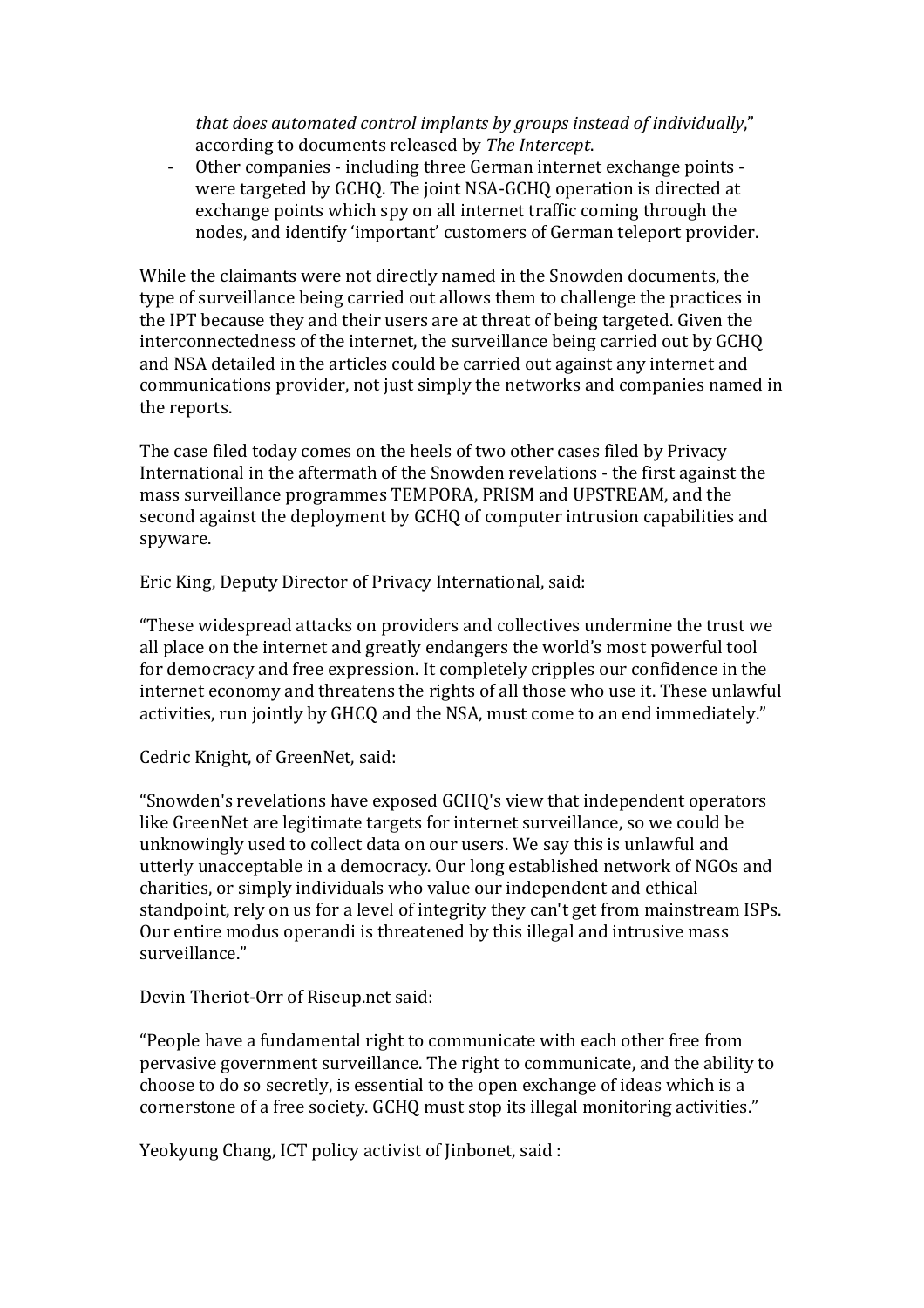*that does automated control implants by groups instead of individually*," according to documents released by *The Intercept*.

- Other companies - including three German internet exchange points - were targeted by GCHQ. The joint NSA-GCHQ operation is directed at exchange points which spy on all internet traffic coming through the nodes, and identify 'important' customers of German teleport provider.

While the claimants were not directly named in the Snowden documents, the type of surveillance being carried out allows them to challenge the practices in the IPT because they and their users are at threat of being targeted. Given the interconnectedness of the internet, the surveillance being carried out by GCHQ and NSA detailed in the articles could be carried out against any internet and communications provider, not just simply the networks and companies named in the reports.

The case filed today comes on the heels of two other cases filed by Privacy International in the aftermath of the Snowden revelations - the first against the mass surveillance programmes TEMPORA, PRISM and UPSTREAM, and the second against the deployment by GCHQ of computer intrusion capabilities and spyware.

Eric King, Deputy Director of Privacy International, said:

"These widespread attacks on providers and collectives undermine the trust we all place on the internet and greatly endangers the world's most powerful tool for democracy and free expression. It completely cripples our confidence in the internet economy and threatens the rights of all those who use it. These unlawful activities, run jointly by GHCQ and the NSA, must come to an end immediately."

Cedric Knight, of GreenNet, said:

"Snowden's revelations have exposed GCHQ's view that independent operators like GreenNet are legitimate targets for internet surveillance, so we could be unknowingly used to collect data on our users. We say this is unlawful and utterly unacceptable in a democracy. Our long established network of NGOs and charities, or simply individuals who value our independent and ethical standpoint, rely on us for a level of integrity they can't get from mainstream ISPs. Our entire modus operandi is threatened by this illegal and intrusive mass surveillance."

Devin Theriot-Orr of Riseup.net said:

"People have a fundamental right to communicate with each other free from pervasive government surveillance. The right to communicate, and the ability to choose to do so secretly, is essential to the open exchange of ideas which is a cornerstone of a free society. GCHQ must stop its illegal monitoring activities."

Yeokyung Chang, ICT policy activist of Jinbonet, said :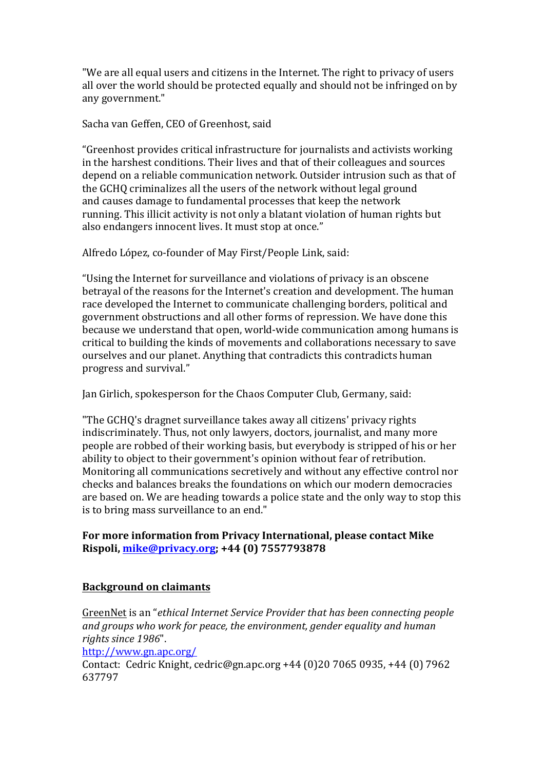"We are all equal users and citizens in the Internet. The right to privacy of users all over the world should be protected equally and should not be infringed on by any government."

Sacha van Geffen, CEO of Greenhost, said

"Greenhost provides critical infrastructure for journalists and activists working in the harshest conditions. Their lives and that of their colleagues and sources depend on a reliable communication network. Outsider intrusion such as that of the GCHQ criminalizes all the users of the network without legal ground and causes damage to fundamental processes that keep the network running. This illicit activity is not only a blatant violation of human rights but also endangers innocent lives. It must stop at once."

Alfredo López, co-founder of May First/People Link, said:

"Using the Internet for surveillance and violations of privacy is an obscene betrayal of the reasons for the Internet's creation and development. The human race developed the Internet to communicate challenging borders, political and government obstructions and all other forms of repression. We have done this because we understand that open, world-wide communication among humans is critical to building the kinds of movements and collaborations necessary to save ourselves and our planet. Anything that contradicts this contradicts human progress and survival."

Jan Girlich, spokesperson for the Chaos Computer Club, Germany, said:

"The GCHQ's dragnet surveillance takes away all citizens' privacy rights indiscriminately. Thus, not only lawyers, doctors, journalist, and many more people are robbed of their working basis, but everybody is stripped of his or her ability to object to their government's opinion without fear of retribution. Monitoring all communications secretively and without any effective control nor checks and balances breaks the foundations on which our modern democracies are based on. We are heading towards a police state and the only way to stop this is to bring mass surveillance to an end."

**For more information from Privacy International, please contact Mike Rispoli, mike@privacy.org; +44 (0) 7557793878**

## Background on claimants

GreenNet is an "*ethical Internet Service Provider that has been connecting people and groups who work for peace, the environment, gender equality and human rights since 1986*".
http://www.gn.apc.org/
Contact: Cedric Knight, cedric@gn.apc.org +44 (0)20 7065 0935, +44 (0) 7962 637797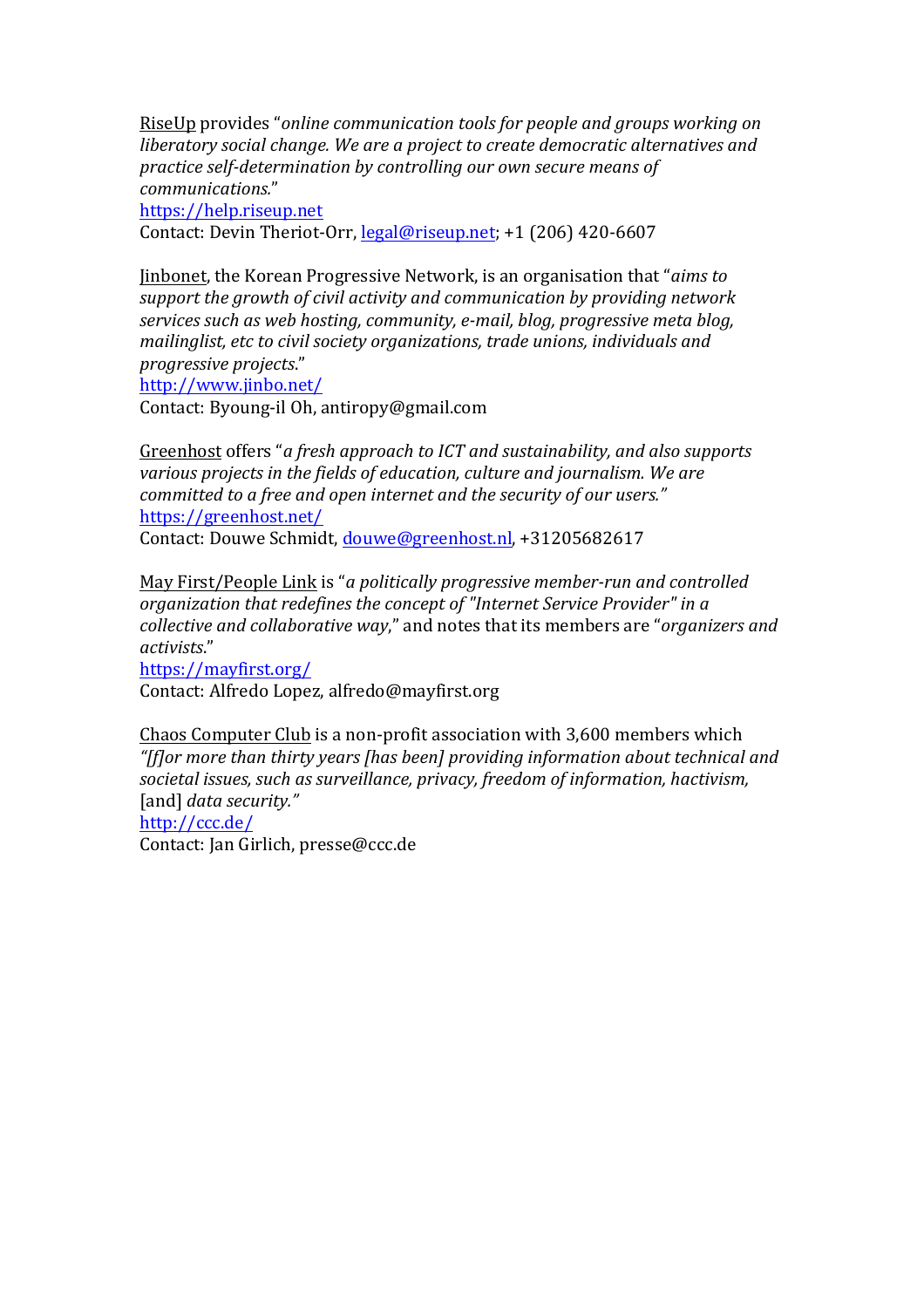RiseUp provides "*online communication tools for people and groups working on liberatory social change. We are a project to create democratic alternatives and practice self-determination by controlling our own secure means of communications.*"
https://help.riseup.net
Contact: Devin Theriot-Orr, legal@riseup.net; +1 (206) 420-6607

Jinbonet, the Korean Progressive Network, is an organisation that "*aims to support the growth of civil activity and communication by providing network services such as web hosting, community, e-mail, blog, progressive meta blog, mailinglist, etc to civil society organizations, trade unions, individuals and progressive projects*."
http://www.jinbo.net/
Contact: Byoung-il Oh, antiropy@gmail.com

Greenhost offers "*a fresh approach to ICT and sustainability, and also supports various projects in the fields of education, culture and journalism. We are committed to a free and open internet and the security of our users.*"
https://greenhost.net/
Contact: Douwe Schmidt, douwe@greenhost.nl, +31205682617

May First/People Link is "*a politically progressive member-run and controlled organization that redefines the concept of "Internet Service Provider" in a collective and collaborative way*," and notes that its members are "*organizers and activists*."
https://mayfirst.org/
Contact: Alfredo Lopez, alfredo@mayfirst.org

Chaos Computer Club is a non-profit association with 3,600 members which *"[f]or more than thirty years [has been] providing information about technical and societal issues, such as surveillance, privacy, freedom of information, hactivism,* [and] *data security."*
http://ccc.de/
Contact: Jan Girlich, presse@ccc.de